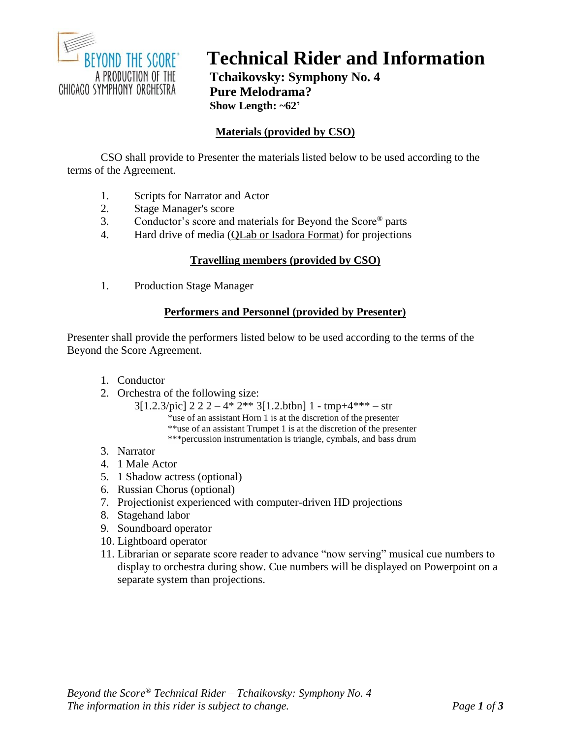BEYOND THE SCORE®
A PRODUCTION OF THE
CHICAGO SYMPHONY ORCHESTRA

# Technical Rider and Information

**Tchaikovsky: Symphony No. 4**
**Pure Melodrama?**
**Show Length: ~62'**

## Materials (provided by CSO)

CSO shall provide to Presenter the materials listed below to be used according to the terms of the Agreement.

1. Scripts for Narrator and Actor
2. Stage Manager's score
3. Conductor's score and materials for Beyond the Score® parts
4. Hard drive of media (QLab or Isadora Format) for projections

## Travelling members (provided by CSO)

1. Production Stage Manager

## Performers and Personnel (provided by Presenter)

Presenter shall provide the performers listed below to be used according to the terms of the Beyond the Score Agreement.

1. Conductor
2. Orchestra of the following size:
   3[1.2.3/pic] 2 2 2 – 4* 2** 3[1.2.btbn] 1 - tmp+4*** – str
   *use of an assistant Horn 1 is at the discretion of the presenter
   **use of an assistant Trumpet 1 is at the discretion of the presenter
   ***percussion instrumentation is triangle, cymbals, and bass drum
3. Narrator
4. 1 Male Actor
5. 1 Shadow actress (optional)
6. Russian Chorus (optional)
7. Projectionist experienced with computer-driven HD projections
8. Stagehand labor
9. Soundboard operator
10. Lightboard operator
11. Librarian or separate score reader to advance "now serving" musical cue numbers to display to orchestra during show. Cue numbers will be displayed on Powerpoint on a separate system than projections.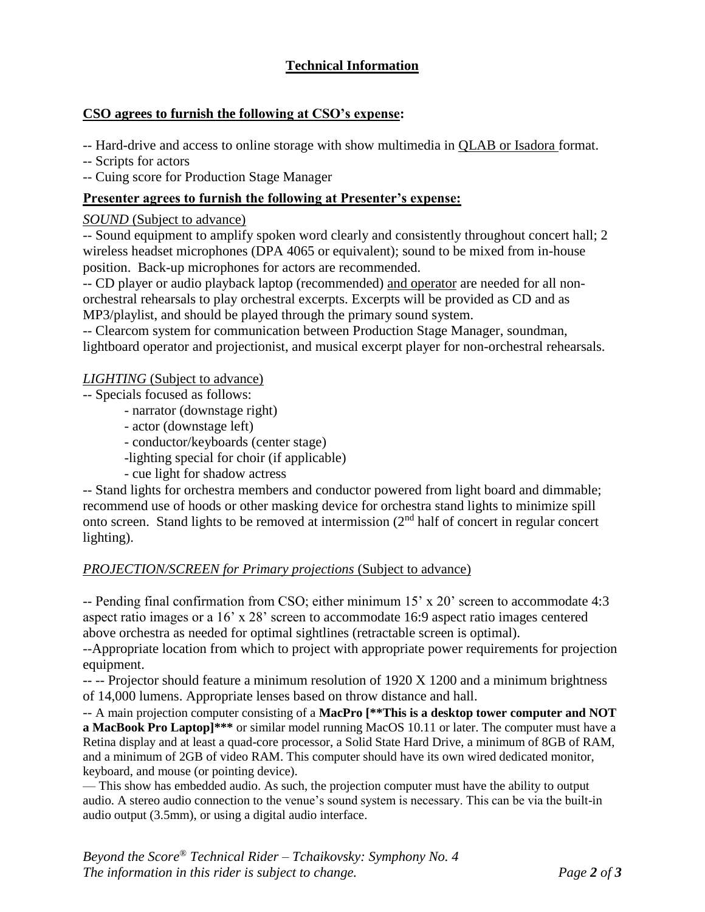## Technical Information

**CSO agrees to furnish the following at CSO's expense:**

-- Hard-drive and access to online storage with show multimedia in QLAB or Isadora format.
-- Scripts for actors
-- Cuing score for Production Stage Manager

**Presenter agrees to furnish the following at Presenter's expense:**

*SOUND* (Subject to advance)

-- Sound equipment to amplify spoken word clearly and consistently throughout concert hall; 2 wireless headset microphones (DPA 4065 or equivalent); sound to be mixed from in-house position. Back-up microphones for actors are recommended.
-- CD player or audio playback laptop (recommended) and operator are needed for all non-orchestral rehearsals to play orchestral excerpts. Excerpts will be provided as CD and as MP3/playlist, and should be played through the primary sound system.
-- Clearcom system for communication between Production Stage Manager, soundman, lightboard operator and projectionist, and musical excerpt player for non-orchestral rehearsals.

*LIGHTING* (Subject to advance)

-- Specials focused as follows:
- narrator (downstage right)
- actor (downstage left)
- conductor/keyboards (center stage)
- lighting special for choir (if applicable)
- cue light for shadow actress

-- Stand lights for orchestra members and conductor powered from light board and dimmable; recommend use of hoods or other masking device for orchestra stand lights to minimize spill onto screen. Stand lights to be removed at intermission (2nd half of concert in regular concert lighting).

*PROJECTION/SCREEN for Primary projections* (Subject to advance)

-- Pending final confirmation from CSO; either minimum 15' x 20' screen to accommodate 4:3 aspect ratio images or a 16' x 28' screen to accommodate 16:9 aspect ratio images centered above orchestra as needed for optimal sightlines (retractable screen is optimal).
--Appropriate location from which to project with appropriate power requirements for projection equipment.
-- -- Projector should feature a minimum resolution of 1920 X 1200 and a minimum brightness of 14,000 lumens. Appropriate lenses based on throw distance and hall.
-- A main projection computer consisting of a **MacPro [**This is a desktop tower computer and NOT a MacBook Pro Laptop]***** or similar model running MacOS 10.11 or later. The computer must have a Retina display and at least a quad-core processor, a Solid State Hard Drive, a minimum of 8GB of RAM, and a minimum of 2GB of video RAM. This computer should have its own wired dedicated monitor, keyboard, and mouse (or pointing device).
— This show has embedded audio. As such, the projection computer must have the ability to output audio. A stereo audio connection to the venue's sound system is necessary. This can be via the built-in audio output (3.5mm), or using a digital audio interface.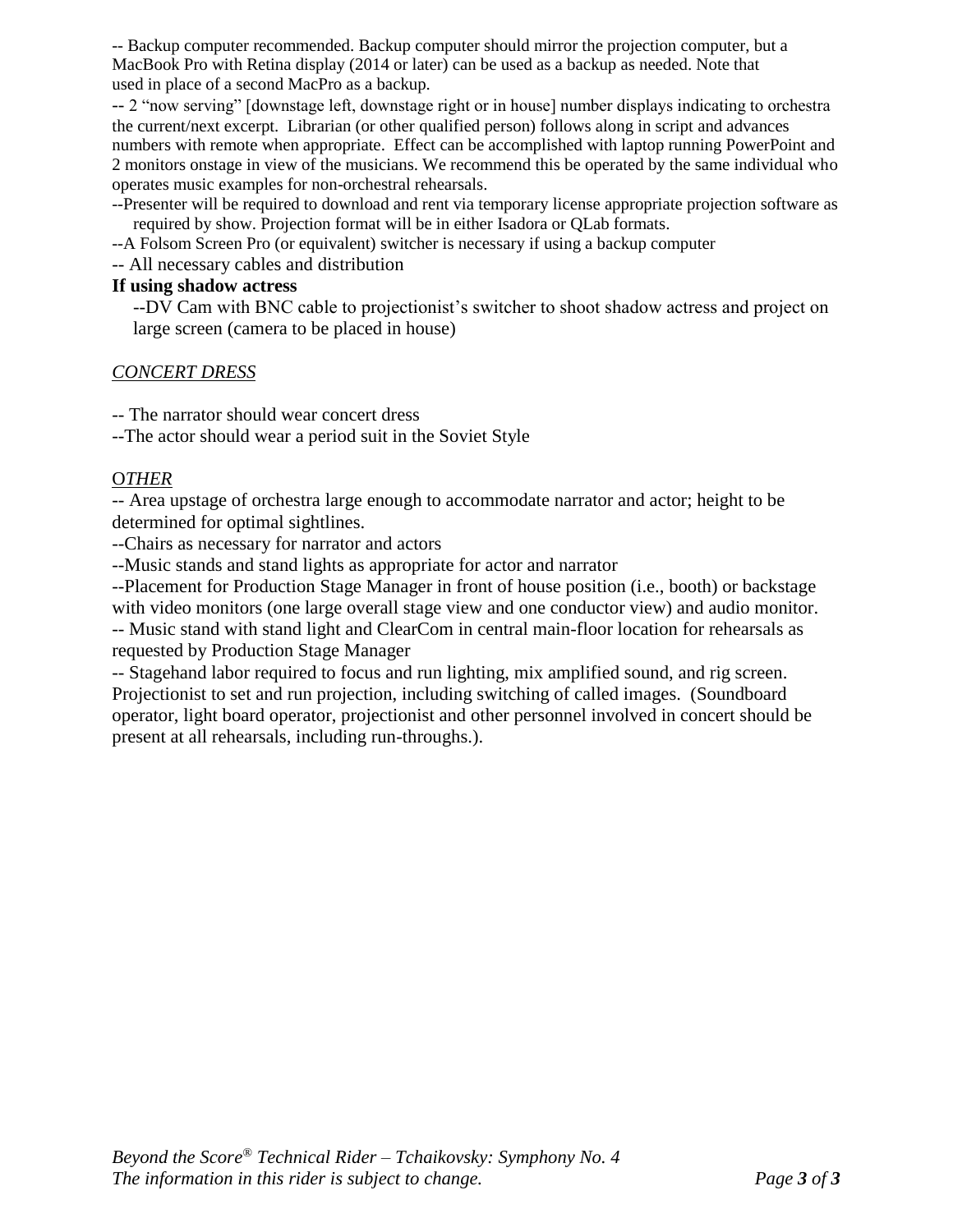-- Backup computer recommended. Backup computer should mirror the projection computer, but a MacBook Pro with Retina display (2014 or later) can be used as a backup as needed. Note that used in place of a second MacPro as a backup.

-- 2 "now serving" [downstage left, downstage right or in house] number displays indicating to orchestra the current/next excerpt. Librarian (or other qualified person) follows along in script and advances numbers with remote when appropriate. Effect can be accomplished with laptop running PowerPoint and 2 monitors onstage in view of the musicians. We recommend this be operated by the same individual who operates music examples for non-orchestral rehearsals.

--Presenter will be required to download and rent via temporary license appropriate projection software as required by show. Projection format will be in either Isadora or QLab formats.

--A Folsom Screen Pro (or equivalent) switcher is necessary if using a backup computer

-- All necessary cables and distribution

**If using shadow actress**

--DV Cam with BNC cable to projectionist's switcher to shoot shadow actress and project on large screen (camera to be placed in house)

*CONCERT DRESS*

-- The narrator should wear concert dress

--The actor should wear a period suit in the Soviet Style

*OTHER*

-- Area upstage of orchestra large enough to accommodate narrator and actor; height to be determined for optimal sightlines.

--Chairs as necessary for narrator and actors

--Music stands and stand lights as appropriate for actor and narrator

--Placement for Production Stage Manager in front of house position (i.e., booth) or backstage with video monitors (one large overall stage view and one conductor view) and audio monitor.

-- Music stand with stand light and ClearCom in central main-floor location for rehearsals as requested by Production Stage Manager

-- Stagehand labor required to focus and run lighting, mix amplified sound, and rig screen. Projectionist to set and run projection, including switching of called images. (Soundboard operator, light board operator, projectionist and other personnel involved in concert should be present at all rehearsals, including run-throughs.).